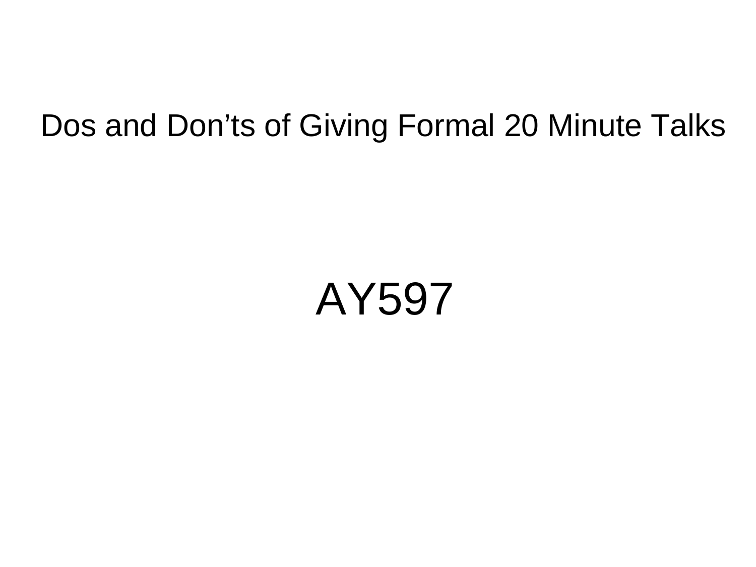# Dos and Don’ts of Giving Formal 20 Minute Talks

## AY597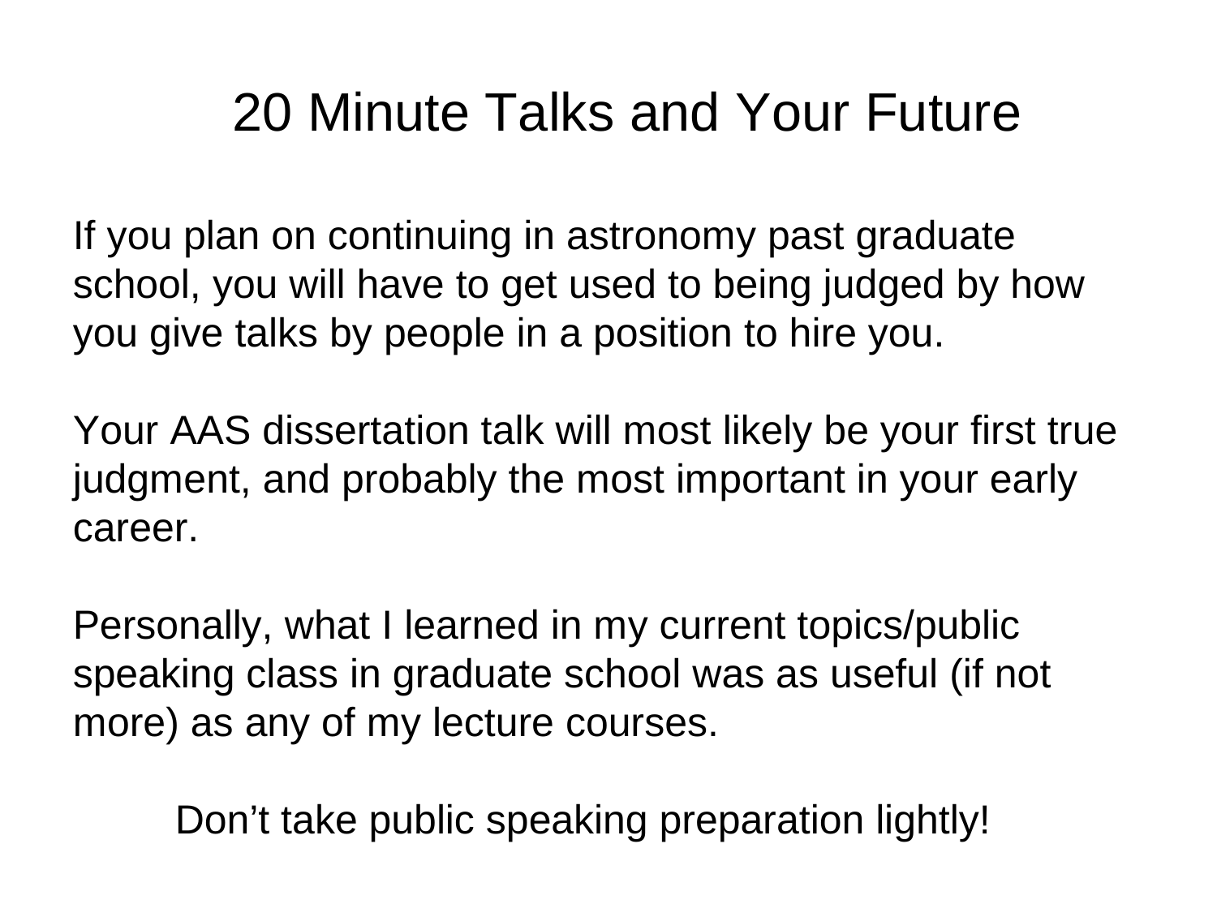# 20 Minute Talks and Your Future

If you plan on continuing in astronomy past graduate school, you will have to get used to being judged by how you give talks by people in a position to hire you.

Your AAS dissertation talk will most likely be your first true judgment, and probably the most important in your early career.

Personally, what I learned in my current topics/public speaking class in graduate school was as useful (if not more) as any of my lecture courses.

Don't take public speaking preparation lightly!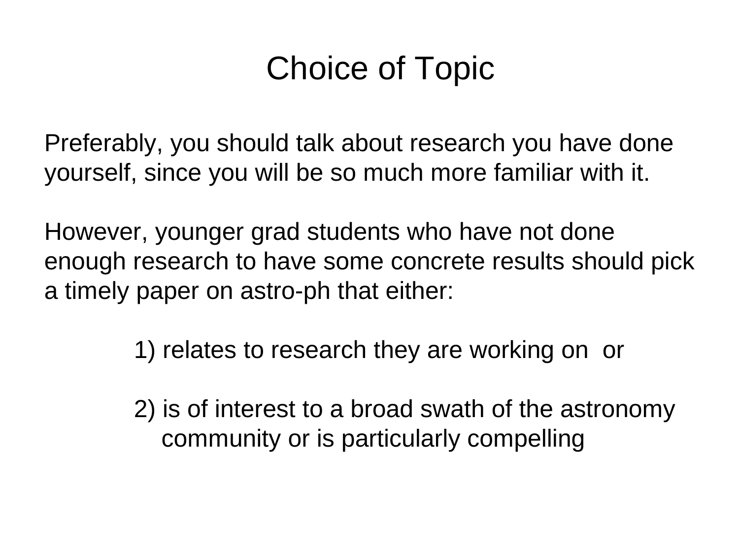# Choice of Topic

Preferably, you should talk about research you have done yourself, since you will be so much more familiar with it.

However, younger grad students who have not done enough research to have some concrete results should pick a timely paper on astro-ph that either:

1) relates to research they are working on or

2) is of interest to a broad swath of the astronomy community or is particularly compelling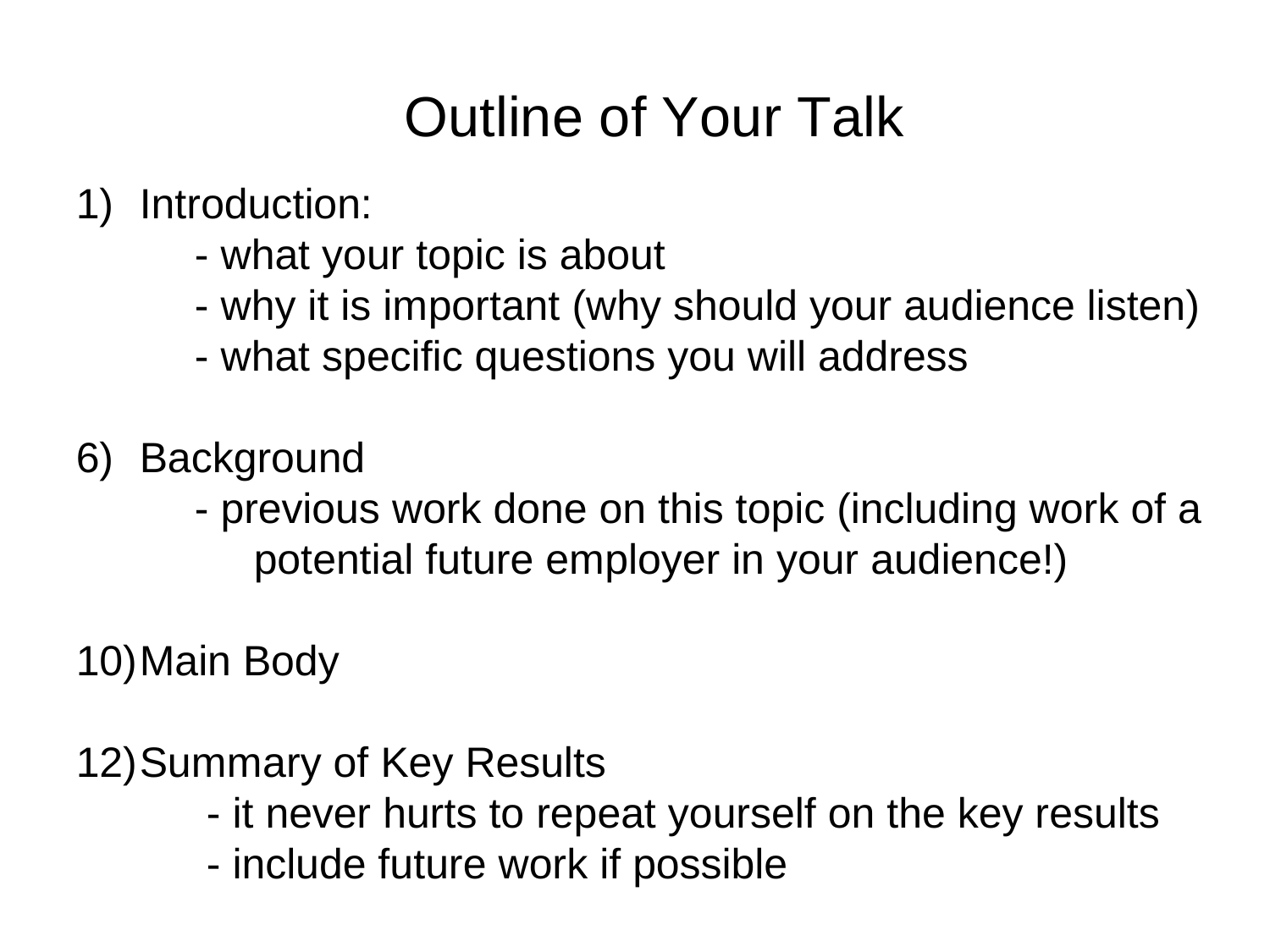# Outline of Your Talk

1) Introduction:
   - what your topic is about
   - why it is important (why should your audience listen)
   - what specific questions you will address

6) Background
   - previous work done on this topic (including work of a potential future employer in your audience!)

10) Main Body

12) Summary of Key Results
   - it never hurts to repeat yourself on the key results
   - include future work if possible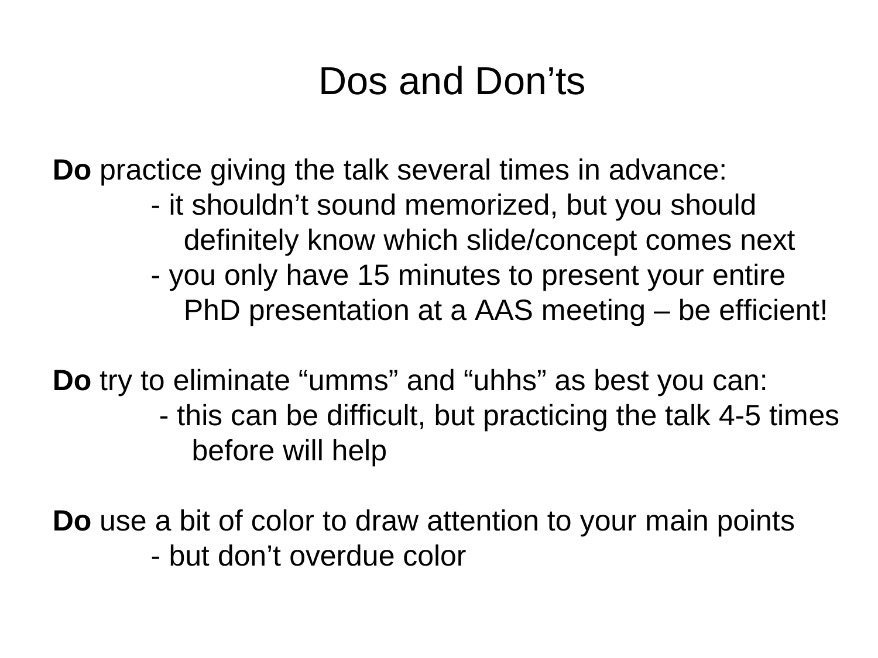# Dos and Don’ts

**Do** practice giving the talk several times in advance:

- it shouldn’t sound memorized, but you should definitely know which slide/concept comes next
- you only have 15 minutes to present your entire PhD presentation at a AAS meeting – be efficient!

**Do** try to eliminate “umms” and “uhhs” as best you can:

- this can be difficult, but practicing the talk 4-5 times before will help

**Do** use a bit of color to draw attention to your main points

- but don’t overdue color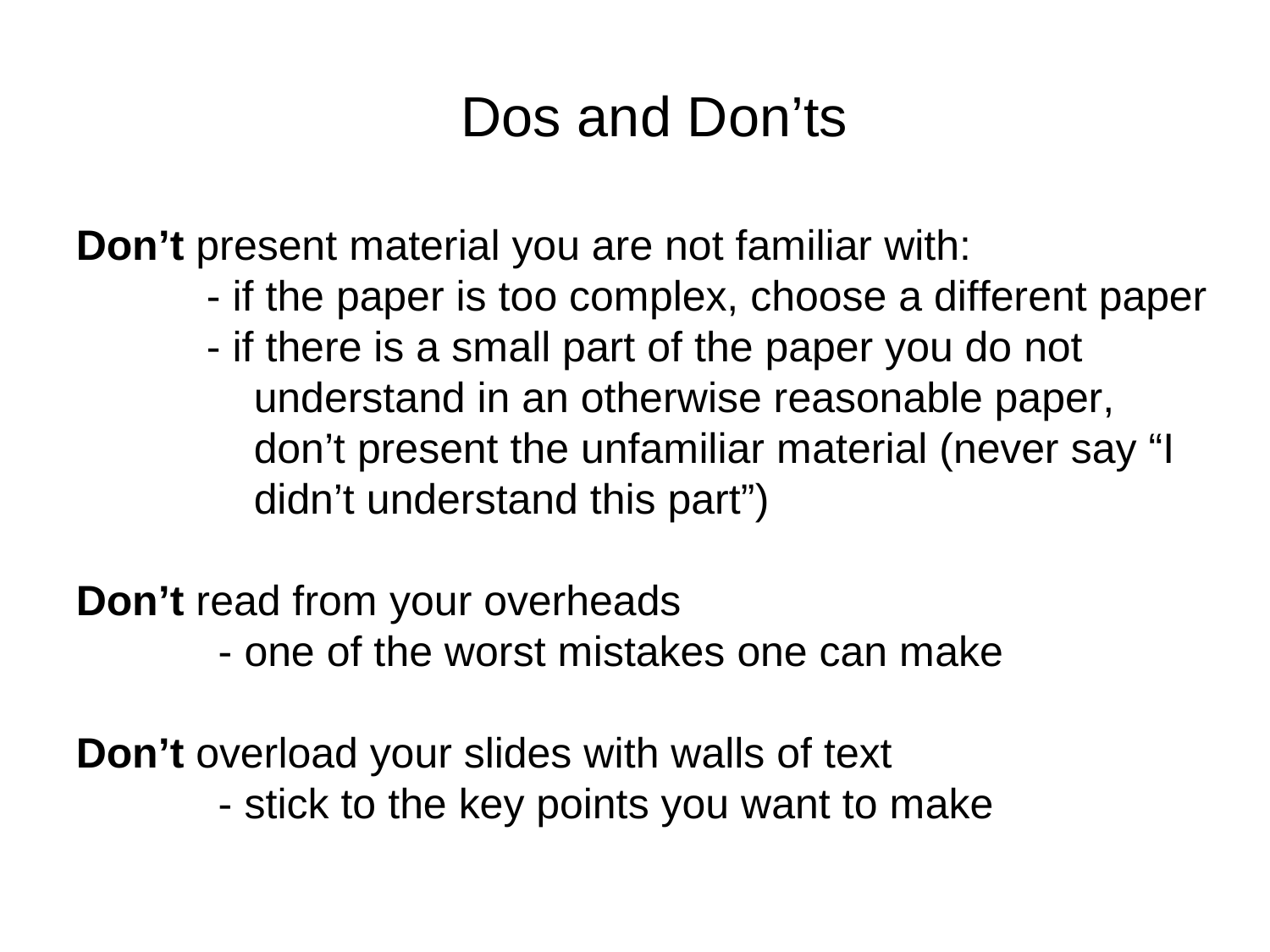# Dos and Don’ts

**Don’t** present material you are not familiar with:

- if the paper is too complex, choose a different paper
- if there is a small part of the paper you do not understand in an otherwise reasonable paper, don’t present the unfamiliar material (never say “I didn’t understand this part”)

**Don’t** read from your overheads

- one of the worst mistakes one can make

**Don’t** overload your slides with walls of text

- stick to the key points you want to make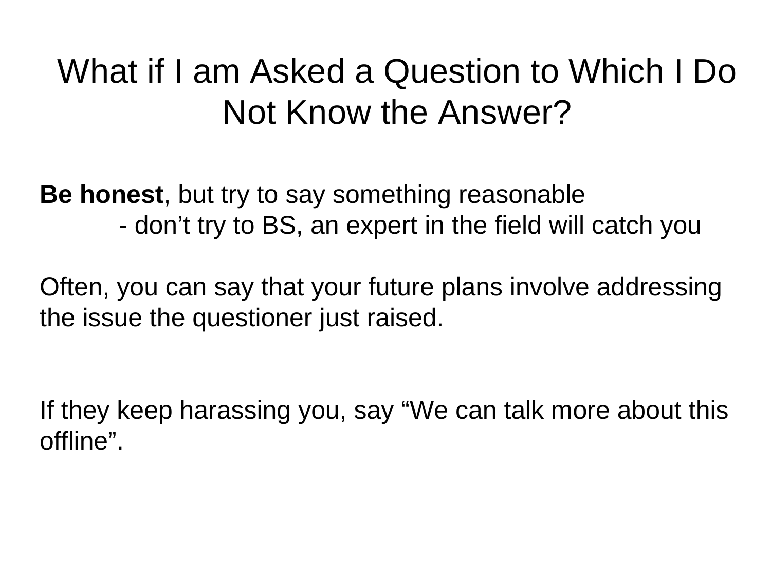# What if I am Asked a Question to Which I Do Not Know the Answer?

**Be honest**, but try to say something reasonable

- don’t try to BS, an expert in the field will catch you

Often, you can say that your future plans involve addressing the issue the questioner just raised.

If they keep harassing you, say “We can talk more about this offline”.